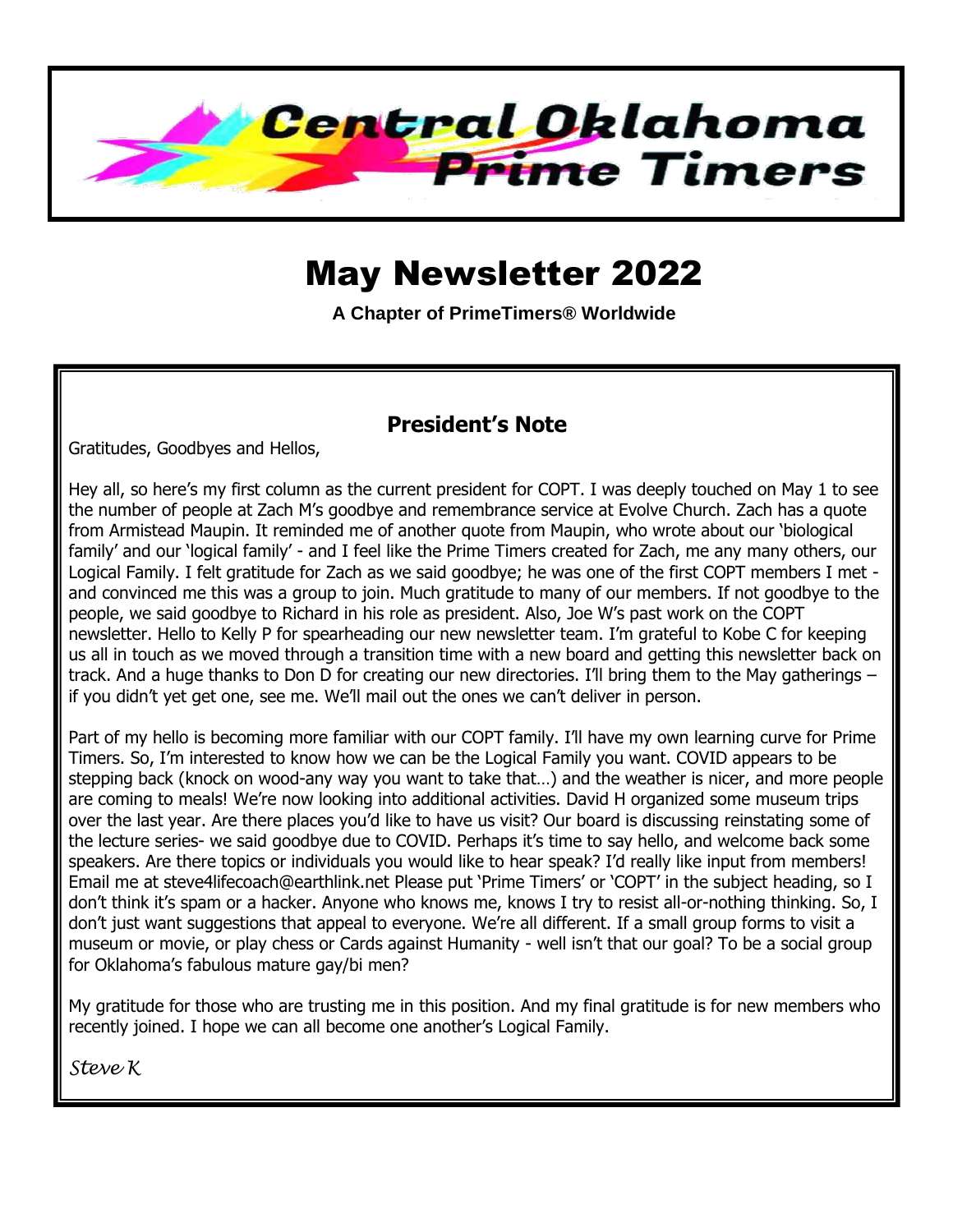# Central Oklahoma Prime Timers

# May Newsletter 2022

**A Chapter of PrimeTimers® Worldwide**

## President's Note

Gratitudes, Goodbyes and Hellos,

Hey all, so here's my first column as the current president for COPT. I was deeply touched on May 1 to see the number of people at Zach M's goodbye and remembrance service at Evolve Church. Zach has a quote from Armistead Maupin. It reminded me of another quote from Maupin, who wrote about our 'biological family' and our 'logical family' - and I feel like the Prime Timers created for Zach, me any many others, our Logical Family. I felt gratitude for Zach as we said goodbye; he was one of the first COPT members I met - and convinced me this was a group to join. Much gratitude to many of our members. If not goodbye to the people, we said goodbye to Richard in his role as president. Also, Joe W's past work on the COPT newsletter. Hello to Kelly P for spearheading our new newsletter team. I'm grateful to Kobe C for keeping us all in touch as we moved through a transition time with a new board and getting this newsletter back on track. And a huge thanks to Don D for creating our new directories. I'll bring them to the May gatherings – if you didn't yet get one, see me. We'll mail out the ones we can't deliver in person.

Part of my hello is becoming more familiar with our COPT family. I'll have my own learning curve for Prime Timers. So, I'm interested to know how we can be the Logical Family you want. COVID appears to be stepping back (knock on wood-any way you want to take that…) and the weather is nicer, and more people are coming to meals! We're now looking into additional activities. David H organized some museum trips over the last year. Are there places you'd like to have us visit? Our board is discussing reinstating some of the lecture series- we said goodbye due to COVID. Perhaps it's time to say hello, and welcome back some speakers. Are there topics or individuals you would like to hear speak? I'd really like input from members! Email me at steve4lifecoach@earthlink.net Please put 'Prime Timers' or 'COPT' in the subject heading, so I don't think it's spam or a hacker. Anyone who knows me, knows I try to resist all-or-nothing thinking. So, I don't just want suggestions that appeal to everyone. We're all different. If a small group forms to visit a museum or movie, or play chess or Cards against Humanity - well isn't that our goal? To be a social group for Oklahoma's fabulous mature gay/bi men?

My gratitude for those who are trusting me in this position. And my final gratitude is for new members who recently joined. I hope we can all become one another's Logical Family.

*Steve K*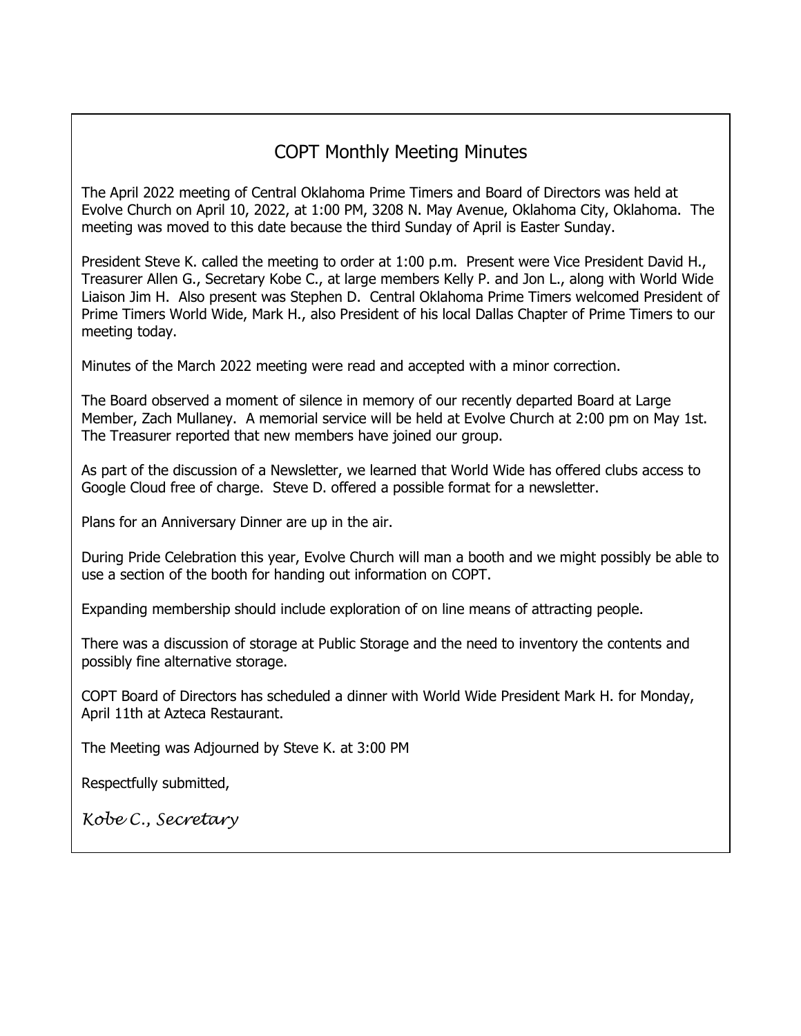## COPT Monthly Meeting Minutes

The April 2022 meeting of Central Oklahoma Prime Timers and Board of Directors was held at Evolve Church on April 10, 2022, at 1:00 PM, 3208 N. May Avenue, Oklahoma City, Oklahoma. The meeting was moved to this date because the third Sunday of April is Easter Sunday.

President Steve K. called the meeting to order at 1:00 p.m. Present were Vice President David H., Treasurer Allen G., Secretary Kobe C., at large members Kelly P. and Jon L., along with World Wide Liaison Jim H. Also present was Stephen D. Central Oklahoma Prime Timers welcomed President of Prime Timers World Wide, Mark H., also President of his local Dallas Chapter of Prime Timers to our meeting today.

Minutes of the March 2022 meeting were read and accepted with a minor correction.

The Board observed a moment of silence in memory of our recently departed Board at Large Member, Zach Mullaney. A memorial service will be held at Evolve Church at 2:00 pm on May 1st. The Treasurer reported that new members have joined our group.

As part of the discussion of a Newsletter, we learned that World Wide has offered clubs access to Google Cloud free of charge. Steve D. offered a possible format for a newsletter.

Plans for an Anniversary Dinner are up in the air.

During Pride Celebration this year, Evolve Church will man a booth and we might possibly be able to use a section of the booth for handing out information on COPT.

Expanding membership should include exploration of on line means of attracting people.

There was a discussion of storage at Public Storage and the need to inventory the contents and possibly fine alternative storage.

COPT Board of Directors has scheduled a dinner with World Wide President Mark H. for Monday, April 11th at Azteca Restaurant.

The Meeting was Adjourned by Steve K. at 3:00 PM

Respectfully submitted,

*Kobe C., Secretary*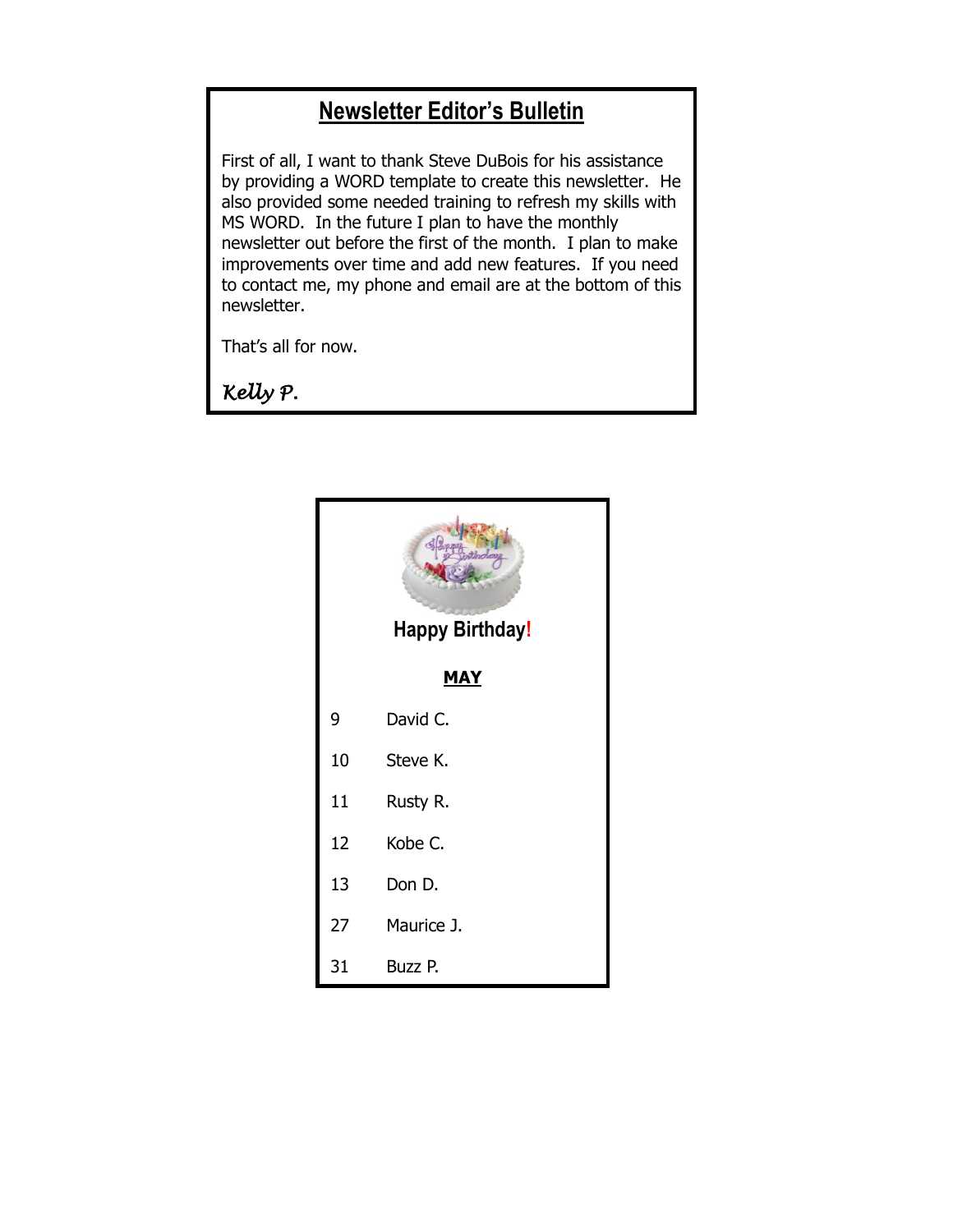## Newsletter Editor's Bulletin

First of all, I want to thank Steve DuBois for his assistance by providing a WORD template to create this newsletter. He also provided some needed training to refresh my skills with MS WORD. In the future I plan to have the monthly newsletter out before the first of the month. I plan to make improvements over time and add new features. If you need to contact me, my phone and email are at the bottom of this newsletter.

That's all for now.

*Kelly P.*

## Happy Birthday!

**MAY**

| | |
|---|---|
| 9 | David C. |
| 10 | Steve K. |
| 11 | Rusty R. |
| 12 | Kobe C. |
| 13 | Don D. |
| 27 | Maurice J. |
| 31 | Buzz P. |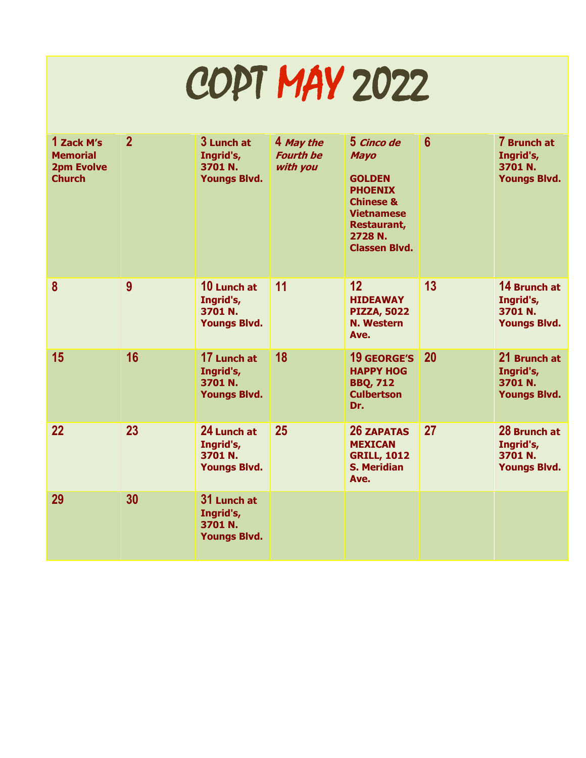# COPT MAY 2022

| | | | | | | |
|---|---|---|---|---|---|---|
| **1 Zack M's Memorial 2pm Evolve Church** | **2** | **3 Lunch at Ingrid's, 3701 N. Youngs Blvd.** | **4 *May the Fourth be with you*** | **5 *Cinco de Mayo*** **GOLDEN PHOENIX Chinese & Vietnamese Restaurant, 2728 N. Classen Blvd.** | **6** | **7 Brunch at Ingrid's, 3701 N. Youngs Blvd.** |
| **8** | **9** | **10 Lunch at Ingrid's, 3701 N. Youngs Blvd.** | **11** | **12 HIDEAWAY PIZZA, 5022 N. Western Ave.** | **13** | **14 Brunch at Ingrid's, 3701 N. Youngs Blvd.** |
| **15** | **16** | **17 Lunch at Ingrid's, 3701 N. Youngs Blvd.** | **18** | **19 GEORGE'S HAPPY HOG BBQ, 712 Culbertson Dr.** | **20** | **21 Brunch at Ingrid's, 3701 N. Youngs Blvd.** |
| **22** | **23** | **24 Lunch at Ingrid's, 3701 N. Youngs Blvd.** | **25** | **26 ZAPATAS MEXICAN GRILL, 1012 S. Meridian Ave.** | **27** | **28 Brunch at Ingrid's, 3701 N. Youngs Blvd.** |
| **29** | **30** | **31 Lunch at Ingrid's, 3701 N. Youngs Blvd.** | | | | |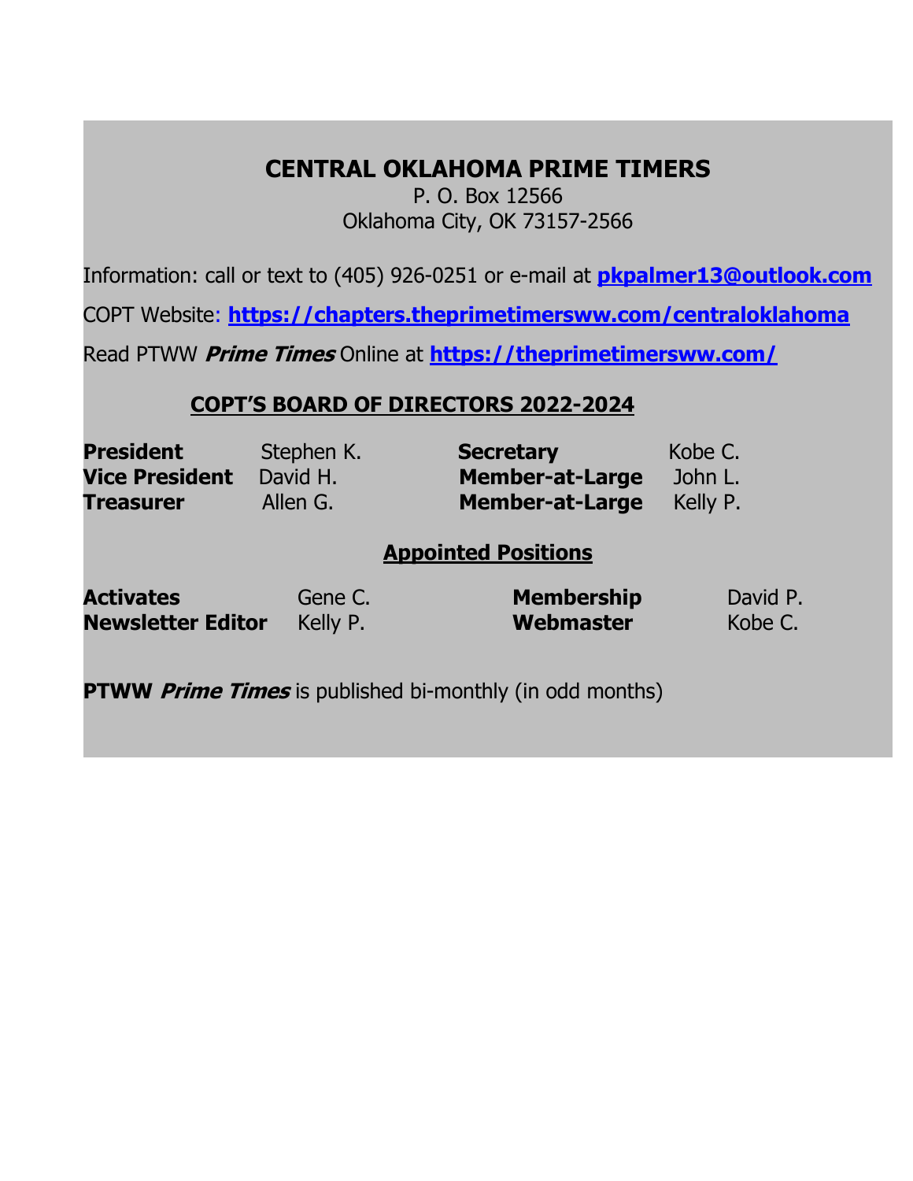## CENTRAL OKLAHOMA PRIME TIMERS

P. O. Box 12566
Oklahoma City, OK 73157-2566

Information: call or text to (405) 926-0251 or e-mail at **pkpalmer13@outlook.com**

COPT Website: **https://chapters.theprimetimersww.com/centraloklahoma**

Read PTWW ***Prime Times*** Online at **https://theprimetimersww.com/**

### COPT'S BOARD OF DIRECTORS 2022-2024

| | | | |
|---|---|---|---|
| **President** | Stephen K. | **Secretary** | Kobe C. |
| **Vice President** | David H. | **Member-at-Large** | John L. |
| **Treasurer** | Allen G. | **Member-at-Large** | Kelly P. |

### Appointed Positions

| | | | |
|---|---|---|---|
| **Activates** | Gene C. | **Membership** | David P. |
| **Newsletter Editor** | Kelly P. | **Webmaster** | Kobe C. |

**PTWW *Prime Times*** is published bi-monthly (in odd months)